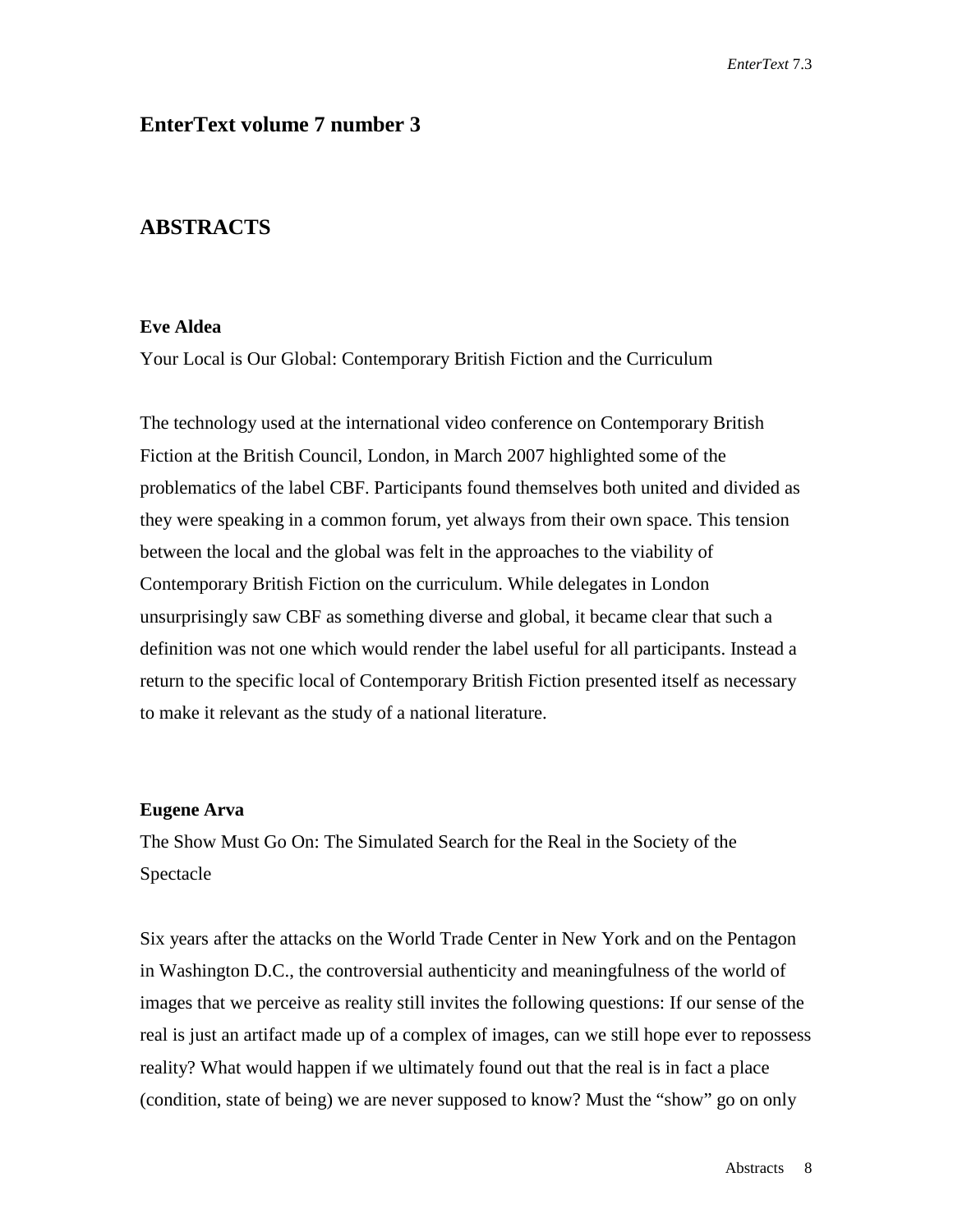# EnterText volume 7 number 3

## ABSTRACTS

**Eve Aldea**

Your Local is Our Global: Contemporary British Fiction and the Curriculum

The technology used at the international video conference on Contemporary British Fiction at the British Council, London, in March 2007 highlighted some of the problematics of the label CBF. Participants found themselves both united and divided as they were speaking in a common forum, yet always from their own space. This tension between the local and the global was felt in the approaches to the viability of Contemporary British Fiction on the curriculum. While delegates in London unsurprisingly saw CBF as something diverse and global, it became clear that such a definition was not one which would render the label useful for all participants. Instead a return to the specific local of Contemporary British Fiction presented itself as necessary to make it relevant as the study of a national literature.

**Eugene Arva**

The Show Must Go On: The Simulated Search for the Real in the Society of the Spectacle

Six years after the attacks on the World Trade Center in New York and on the Pentagon in Washington D.C., the controversial authenticity and meaningfulness of the world of images that we perceive as reality still invites the following questions: If our sense of the real is just an artifact made up of a complex of images, can we still hope ever to repossess reality? What would happen if we ultimately found out that the real is in fact a place (condition, state of being) we are never supposed to know? Must the "show" go on only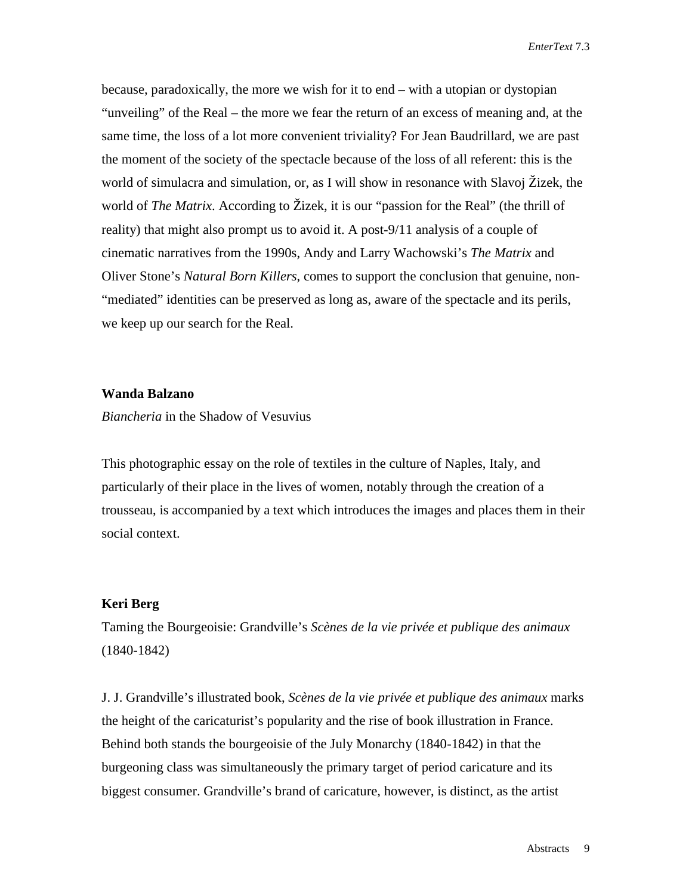because, paradoxically, the more we wish for it to end – with a utopian or dystopian "unveiling" of the Real – the more we fear the return of an excess of meaning and, at the same time, the loss of a lot more convenient triviality? For Jean Baudrillard, we are past the moment of the society of the spectacle because of the loss of all referent: this is the world of simulacra and simulation, or, as I will show in resonance with Slavoj Žizek, the world of *The Matrix*. According to Žizek, it is our "passion for the Real" (the thrill of reality) that might also prompt us to avoid it. A post-9/11 analysis of a couple of cinematic narratives from the 1990s, Andy and Larry Wachowski's *The Matrix* and Oliver Stone's *Natural Born Killers*, comes to support the conclusion that genuine, non-"mediated" identities can be preserved as long as, aware of the spectacle and its perils, we keep up our search for the Real.

**Wanda Balzano**

*Biancheria* in the Shadow of Vesuvius

This photographic essay on the role of textiles in the culture of Naples, Italy, and particularly of their place in the lives of women, notably through the creation of a trousseau, is accompanied by a text which introduces the images and places them in their social context.

**Keri Berg**

Taming the Bourgeoisie: Grandville's *Scènes de la vie privée et publique des animaux* (1840-1842)

J. J. Grandville's illustrated book, *Scènes de la vie privée et publique des animaux* marks the height of the caricaturist's popularity and the rise of book illustration in France. Behind both stands the bourgeoisie of the July Monarchy (1840-1842) in that the burgeoning class was simultaneously the primary target of period caricature and its biggest consumer. Grandville's brand of caricature, however, is distinct, as the artist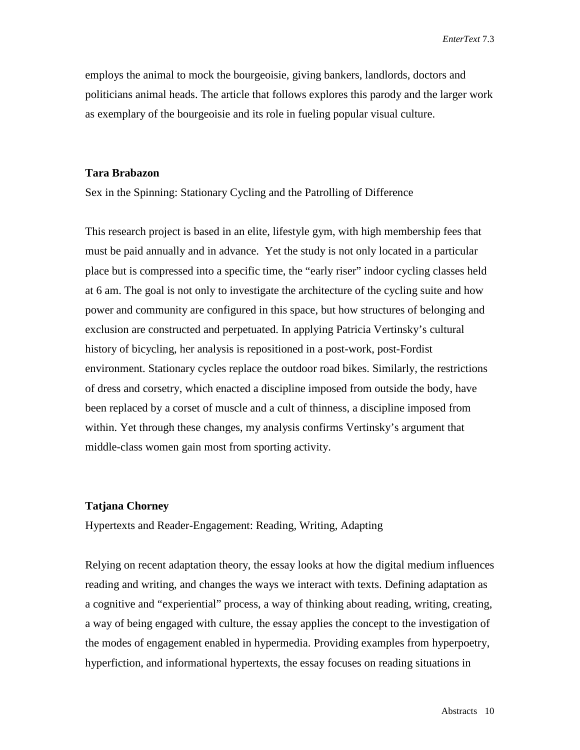employs the animal to mock the bourgeoisie, giving bankers, landlords, doctors and politicians animal heads. The article that follows explores this parody and the larger work as exemplary of the bourgeoisie and its role in fueling popular visual culture.

**Tara Brabazon**

Sex in the Spinning: Stationary Cycling and the Patrolling of Difference

This research project is based in an elite, lifestyle gym, with high membership fees that must be paid annually and in advance. Yet the study is not only located in a particular place but is compressed into a specific time, the "early riser" indoor cycling classes held at 6 am. The goal is not only to investigate the architecture of the cycling suite and how power and community are configured in this space, but how structures of belonging and exclusion are constructed and perpetuated. In applying Patricia Vertinsky's cultural history of bicycling, her analysis is repositioned in a post-work, post-Fordist environment. Stationary cycles replace the outdoor road bikes. Similarly, the restrictions of dress and corsetry, which enacted a discipline imposed from outside the body, have been replaced by a corset of muscle and a cult of thinness, a discipline imposed from within. Yet through these changes, my analysis confirms Vertinsky's argument that middle-class women gain most from sporting activity.

**Tatjana Chorney**

Hypertexts and Reader-Engagement: Reading, Writing, Adapting

Relying on recent adaptation theory, the essay looks at how the digital medium influences reading and writing, and changes the ways we interact with texts. Defining adaptation as a cognitive and "experiential" process, a way of thinking about reading, writing, creating, a way of being engaged with culture, the essay applies the concept to the investigation of the modes of engagement enabled in hypermedia. Providing examples from hyperpoetry, hyperfiction, and informational hypertexts, the essay focuses on reading situations in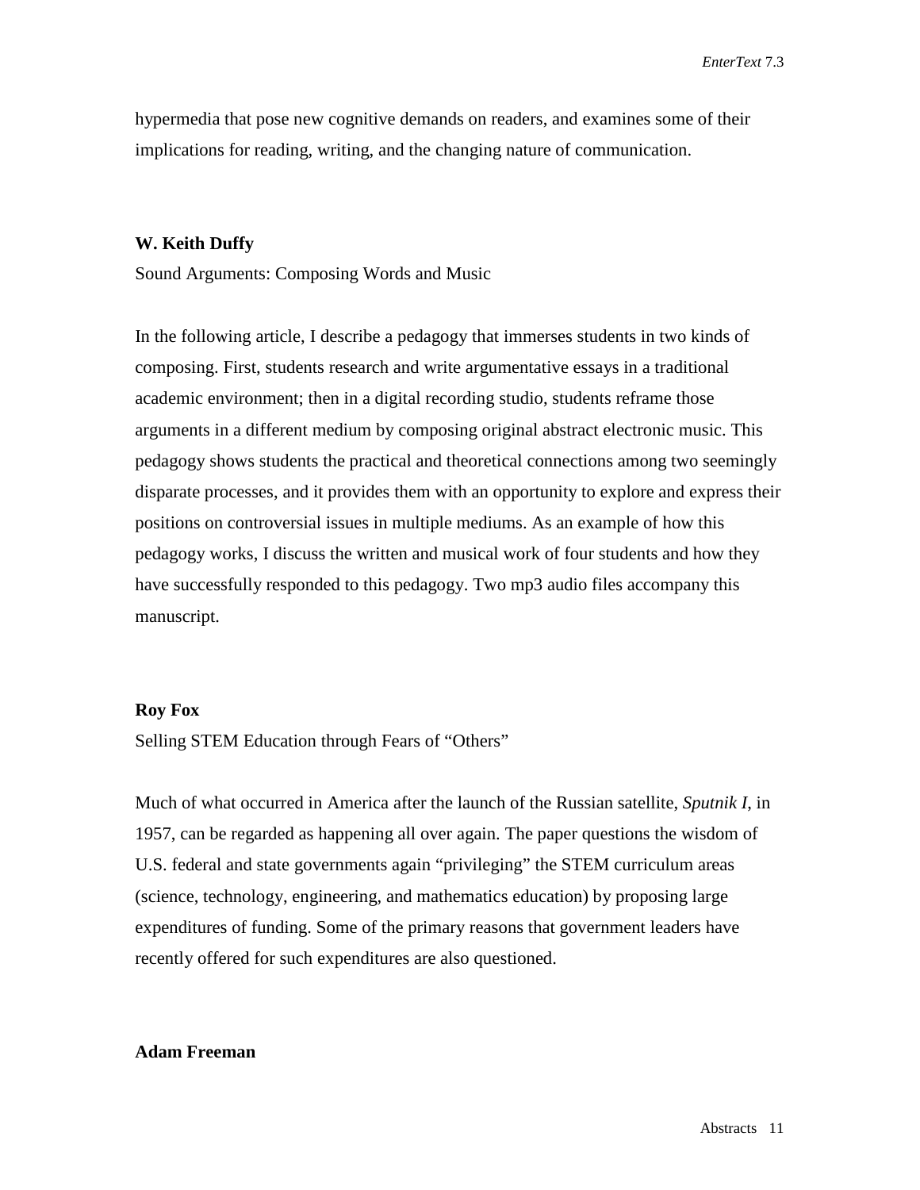hypermedia that pose new cognitive demands on readers, and examines some of their implications for reading, writing, and the changing nature of communication.

**W. Keith Duffy**

Sound Arguments: Composing Words and Music

In the following article, I describe a pedagogy that immerses students in two kinds of composing. First, students research and write argumentative essays in a traditional academic environment; then in a digital recording studio, students reframe those arguments in a different medium by composing original abstract electronic music. This pedagogy shows students the practical and theoretical connections among two seemingly disparate processes, and it provides them with an opportunity to explore and express their positions on controversial issues in multiple mediums. As an example of how this pedagogy works, I discuss the written and musical work of four students and how they have successfully responded to this pedagogy. Two mp3 audio files accompany this manuscript.

**Roy Fox**

Selling STEM Education through Fears of "Others"

Much of what occurred in America after the launch of the Russian satellite, *Sputnik I*, in 1957, can be regarded as happening all over again. The paper questions the wisdom of U.S. federal and state governments again "privileging" the STEM curriculum areas (science, technology, engineering, and mathematics education) by proposing large expenditures of funding. Some of the primary reasons that government leaders have recently offered for such expenditures are also questioned.

**Adam Freeman**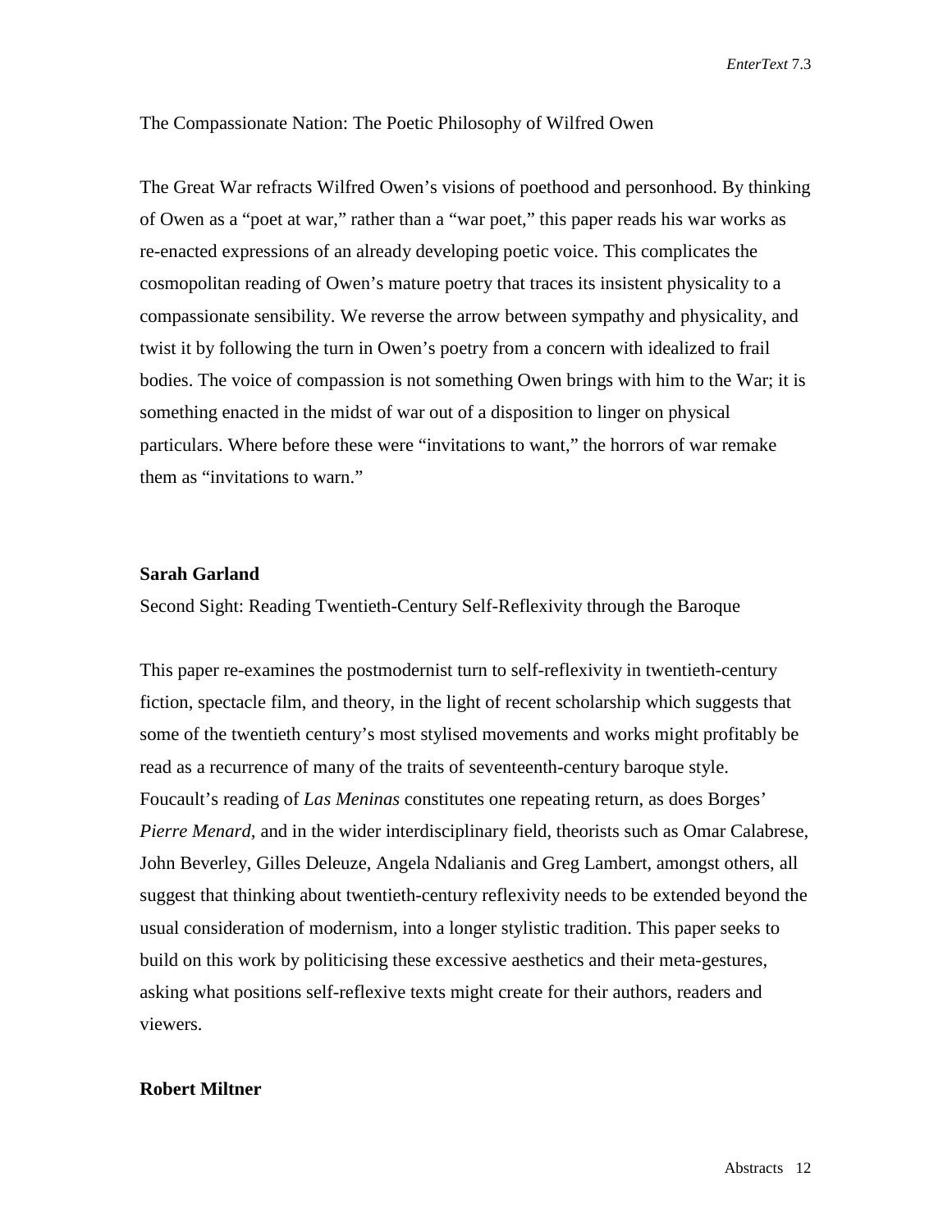The Compassionate Nation: The Poetic Philosophy of Wilfred Owen

The Great War refracts Wilfred Owen's visions of poethood and personhood. By thinking of Owen as a "poet at war," rather than a "war poet," this paper reads his war works as re-enacted expressions of an already developing poetic voice. This complicates the cosmopolitan reading of Owen's mature poetry that traces its insistent physicality to a compassionate sensibility. We reverse the arrow between sympathy and physicality, and twist it by following the turn in Owen's poetry from a concern with idealized to frail bodies. The voice of compassion is not something Owen brings with him to the War; it is something enacted in the midst of war out of a disposition to linger on physical particulars. Where before these were "invitations to want," the horrors of war remake them as "invitations to warn."

**Sarah Garland**

Second Sight: Reading Twentieth-Century Self-Reflexivity through the Baroque

This paper re-examines the postmodernist turn to self-reflexivity in twentieth-century fiction, spectacle film, and theory, in the light of recent scholarship which suggests that some of the twentieth century's most stylised movements and works might profitably be read as a recurrence of many of the traits of seventeenth-century baroque style. Foucault's reading of *Las Meninas* constitutes one repeating return, as does Borges' *Pierre Menard,* and in the wider interdisciplinary field, theorists such as Omar Calabrese, John Beverley, Gilles Deleuze, Angela Ndalianis and Greg Lambert, amongst others, all suggest that thinking about twentieth-century reflexivity needs to be extended beyond the usual consideration of modernism, into a longer stylistic tradition. This paper seeks to build on this work by politicising these excessive aesthetics and their meta-gestures, asking what positions self-reflexive texts might create for their authors, readers and viewers.

**Robert Miltner**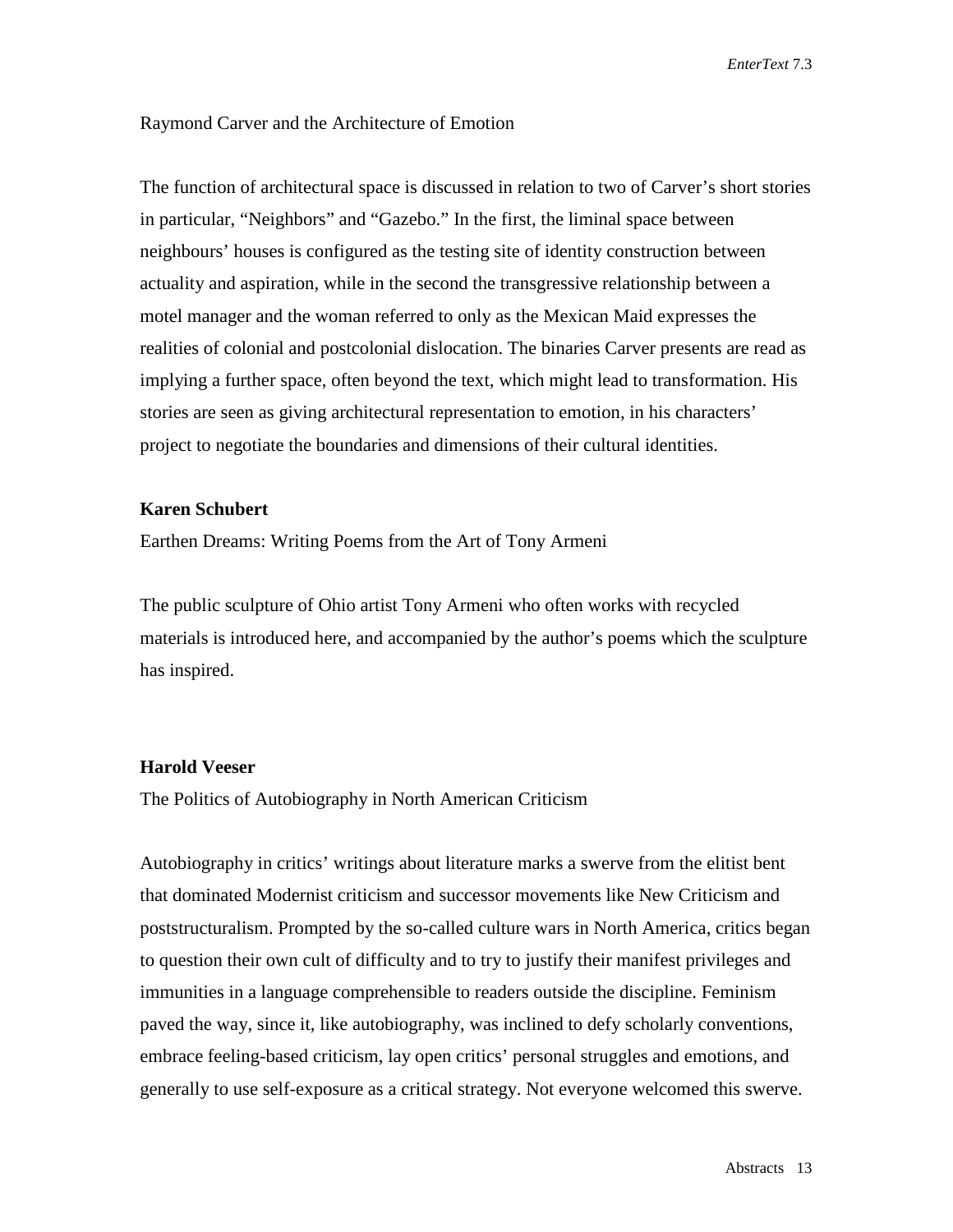Raymond Carver and the Architecture of Emotion

The function of architectural space is discussed in relation to two of Carver's short stories in particular, "Neighbors" and "Gazebo." In the first, the liminal space between neighbours' houses is configured as the testing site of identity construction between actuality and aspiration, while in the second the transgressive relationship between a motel manager and the woman referred to only as the Mexican Maid expresses the realities of colonial and postcolonial dislocation. The binaries Carver presents are read as implying a further space, often beyond the text, which might lead to transformation. His stories are seen as giving architectural representation to emotion, in his characters' project to negotiate the boundaries and dimensions of their cultural identities.

**Karen Schubert**

Earthen Dreams: Writing Poems from the Art of Tony Armeni

The public sculpture of Ohio artist Tony Armeni who often works with recycled materials is introduced here, and accompanied by the author's poems which the sculpture has inspired.

**Harold Veeser**

The Politics of Autobiography in North American Criticism

Autobiography in critics' writings about literature marks a swerve from the elitist bent that dominated Modernist criticism and successor movements like New Criticism and poststructuralism. Prompted by the so-called culture wars in North America, critics began to question their own cult of difficulty and to try to justify their manifest privileges and immunities in a language comprehensible to readers outside the discipline. Feminism paved the way, since it, like autobiography, was inclined to defy scholarly conventions, embrace feeling-based criticism, lay open critics' personal struggles and emotions, and generally to use self-exposure as a critical strategy. Not everyone welcomed this swerve.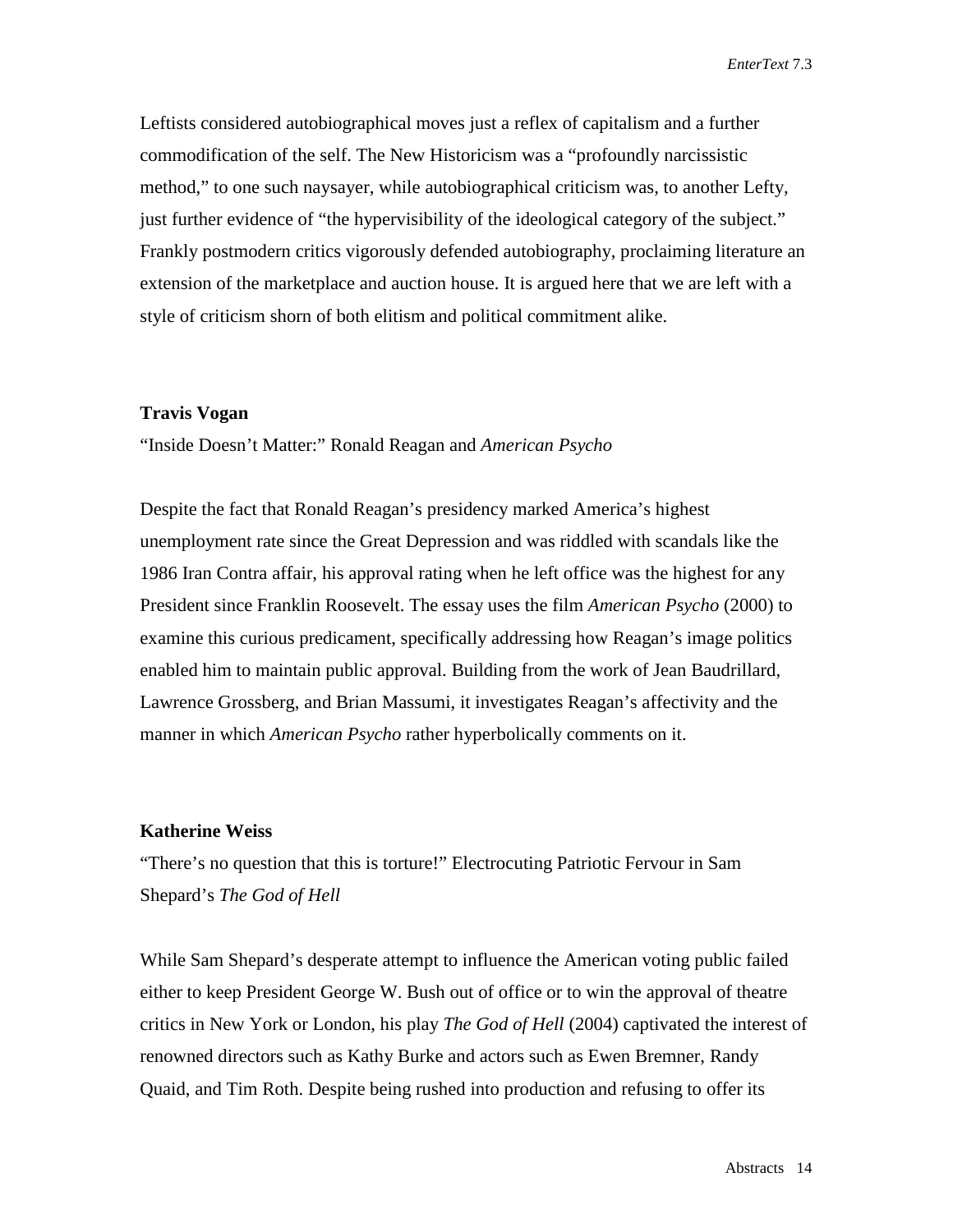Leftists considered autobiographical moves just a reflex of capitalism and a further commodification of the self. The New Historicism was a "profoundly narcissistic method," to one such naysayer, while autobiographical criticism was, to another Lefty, just further evidence of "the hypervisibility of the ideological category of the subject." Frankly postmodern critics vigorously defended autobiography, proclaiming literature an extension of the marketplace and auction house. It is argued here that we are left with a style of criticism shorn of both elitism and political commitment alike.

**Travis Vogan**

"Inside Doesn't Matter:" Ronald Reagan and *American Psycho*

Despite the fact that Ronald Reagan's presidency marked America's highest unemployment rate since the Great Depression and was riddled with scandals like the 1986 Iran Contra affair, his approval rating when he left office was the highest for any President since Franklin Roosevelt. The essay uses the film *American Psycho* (2000) to examine this curious predicament, specifically addressing how Reagan's image politics enabled him to maintain public approval. Building from the work of Jean Baudrillard, Lawrence Grossberg, and Brian Massumi, it investigates Reagan's affectivity and the manner in which *American Psycho* rather hyperbolically comments on it.

**Katherine Weiss**

"There's no question that this is torture!" Electrocuting Patriotic Fervour in Sam Shepard's *The God of Hell*

While Sam Shepard's desperate attempt to influence the American voting public failed either to keep President George W. Bush out of office or to win the approval of theatre critics in New York or London, his play *The God of Hell* (2004) captivated the interest of renowned directors such as Kathy Burke and actors such as Ewen Bremner, Randy Quaid, and Tim Roth. Despite being rushed into production and refusing to offer its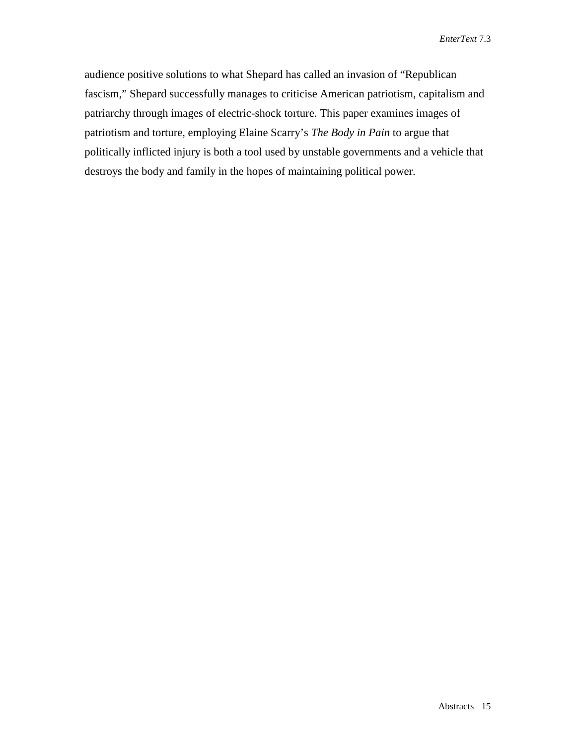audience positive solutions to what Shepard has called an invasion of "Republican fascism," Shepard successfully manages to criticise American patriotism, capitalism and patriarchy through images of electric-shock torture. This paper examines images of patriotism and torture, employing Elaine Scarry's *The Body in Pain* to argue that politically inflicted injury is both a tool used by unstable governments and a vehicle that destroys the body and family in the hopes of maintaining political power.